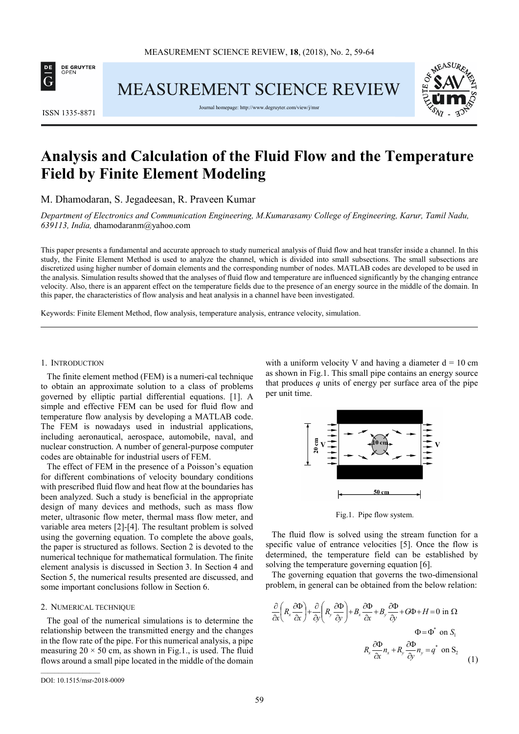# Analysis and Calculation of the Fluid Flow and the Temperature Field by Finite Element Modeling

M. Dhamodaran, S. Jegadeesan, R. Praveen Kumar

*Department of Electronics and Communication Engineering, M.Kumarasamy College of Engineering, Karur, Tamil Nadu, 639113, India,* dhamodaranm@yahoo.com

This paper presents a fundamental and accurate approach to study numerical analysis of fluid flow and heat transfer inside a channel. In this study, the Finite Element Method is used to analyze the channel, which is divided into small subsections. The small subsections are discretized using higher number of domain elements and the corresponding number of nodes. MATLAB codes are developed to be used in the analysis. Simulation results showed that the analyses of fluid flow and temperature are influenced significantly by the changing entrance velocity. Also, there is an apparent effect on the temperature fields due to the presence of an energy source in the middle of the domain. In this paper, the characteristics of flow analysis and heat analysis in a channel have been investigated.

Keywords: Finite Element Method, flow analysis, temperature analysis, entrance velocity, simulation.

## 1. Introduction

The finite element method (FEM) is a numeri-cal technique to obtain an approximate solution to a class of problems governed by elliptic partial differential equations. [1]. A simple and effective FEM can be used for fluid flow and temperature flow analysis by developing a MATLAB code. The FEM is nowadays used in industrial applications, including aeronautical, aerospace, automobile, naval, and nuclear construction. A number of general-purpose computer codes are obtainable for industrial users of FEM.

The effect of FEM in the presence of a Poisson's equation for different combinations of velocity boundary conditions with prescribed fluid flow and heat flow at the boundaries has been analyzed. Such a study is beneficial in the appropriate design of many devices and methods, such as mass flow meter, ultrasonic flow meter, thermal mass flow meter, and variable area meters [2]-[4]. The resultant problem is solved using the governing equation. To complete the above goals, the paper is structured as follows. Section 2 is devoted to the numerical technique for mathematical formulation. The finite element analysis is discussed in Section 3. In Section 4 and Section 5, the numerical results presented are discussed, and some important conclusions follow in Section 6.

## 2. Numerical technique

The goal of the numerical simulations is to determine the relationship between the transmitted energy and the changes in the flow rate of the pipe. For this numerical analysis, a pipe measuring 20 × 50 cm, as shown in Fig.1., is used. The fluid flows around a small pipe located in the middle of the domain with a uniform velocity V and having a diameter d = 10 cm as shown in Fig.1. This small pipe contains an energy source that produces $q$ units of energy per surface area of the pipe per unit time.

Fig.1. Pipe flow system.

The fluid flow is solved using the stream function for a specific value of entrance velocities [5]. Once the flow is determined, the temperature field can be established by solving the temperature governing equation [6].

The governing equation that governs the two-dimensional problem, in general can be obtained from the below relation:

$$\frac{\partial}{\partial x}\left(R_x \frac{\partial \Phi}{\partial x}\right)+\frac{\partial}{\partial y}\left(R_y \frac{\partial \Phi}{\partial y}\right)+B_x \frac{\partial \Phi}{\partial x}+B_y \frac{\partial \Phi}{\partial y}+G\Phi+H=0 \text{ in } \Omega$$

$$\Phi=\Phi^* \text{ on } S_1$$

$$R_x \frac{\partial \Phi}{\partial x} n_x + R_y \frac{\partial \Phi}{\partial y} n_y = q^* \text{ on } S_2 \qquad (1)$$

DOI: 10.1515/msr-2018-0009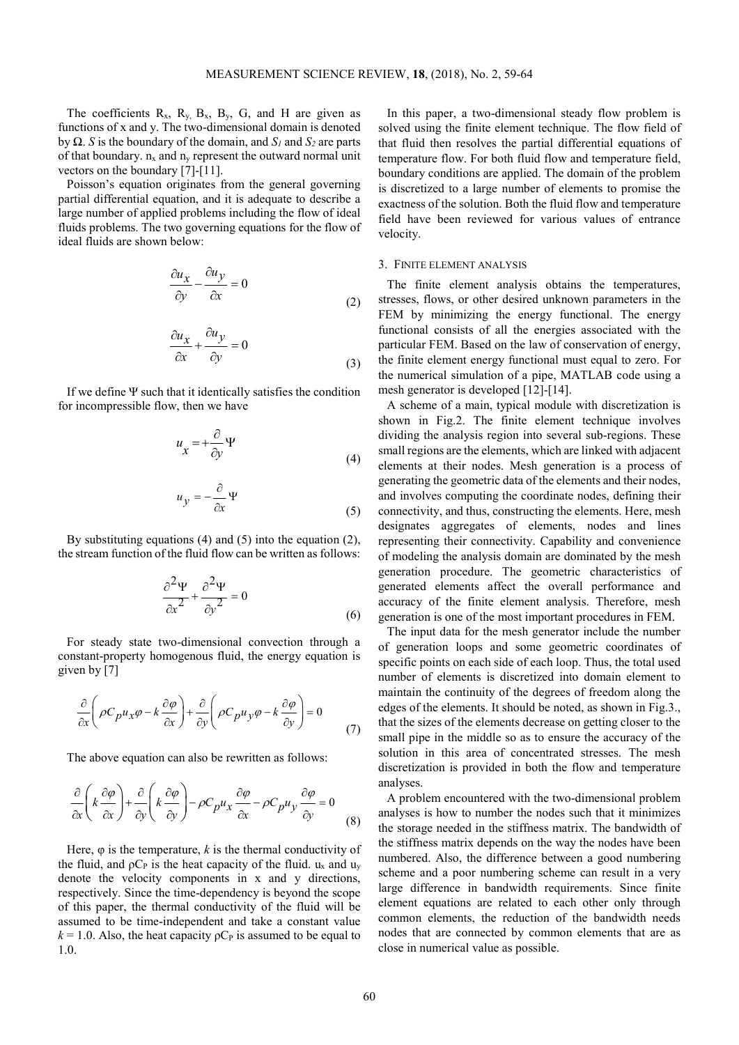The coefficients $R_x$, $R_y$, $B_x$, $B_y$, G, and H are given as functions of x and y. The two-dimensional domain is denoted by **Ω**. *S* is the boundary of the domain, and $S_1$ and $S_2$ are parts of that boundary. $n_x$ and $n_y$ represent the outward normal unit vectors on the boundary [7]-[11].

Poisson's equation originates from the general governing partial differential equation, and it is adequate to describe a large number of applied problems including the flow of ideal fluids problems. The two governing equations for the flow of ideal fluids are shown below:

$$\frac{\partial u_x}{\partial y} - \frac{\partial u_y}{\partial x} = 0 \tag{2}$$

$$\frac{\partial u_x}{\partial x} + \frac{\partial u_y}{\partial y} = 0 \tag{3}$$

If we define Ψ such that it identically satisfies the condition for incompressible flow, then we have

$$u_x = +\frac{\partial}{\partial y}\Psi \tag{4}$$

$$u_y = -\frac{\partial}{\partial x}\Psi \tag{5}$$

By substituting equations (4) and (5) into the equation (2), the stream function of the fluid flow can be written as follows:

$$\frac{\partial^2 \Psi}{\partial x^2} + \frac{\partial^2 \Psi}{\partial y^2} = 0 \tag{6}$$

For steady state two-dimensional convection through a constant-property homogenous fluid, the energy equation is given by [7]

$$\frac{\partial}{\partial x}\left(\rho C_p u_x \varphi - k\frac{\partial \varphi}{\partial x}\right) + \frac{\partial}{\partial y}\left(\rho C_p u_y \varphi - k\frac{\partial \varphi}{\partial y}\right) = 0 \tag{7}$$

The above equation can also be rewritten as follows:

$$\frac{\partial}{\partial x}\left(k\frac{\partial \varphi}{\partial x}\right) + \frac{\partial}{\partial y}\left(k\frac{\partial \varphi}{\partial y}\right) - \rho C_p u_x \frac{\partial \varphi}{\partial x} - \rho C_p u_y \frac{\partial \varphi}{\partial y} = 0 \tag{8}$$

Here, φ is the temperature, *k* is the thermal conductivity of the fluid, and $\rho C_P$ is the heat capacity of the fluid. $u_x$ and $u_y$ denote the velocity components in x and y directions, respectively. Since the time-dependency is beyond the scope of this paper, the thermal conductivity of the fluid will be assumed to be time-independent and take a constant value $k = 1.0$. Also, the heat capacity $\rho C_P$ is assumed to be equal to 1.0.

In this paper, a two-dimensional steady flow problem is solved using the finite element technique. The flow field of that fluid then resolves the partial differential equations of temperature flow. For both fluid flow and temperature field, boundary conditions are applied. The domain of the problem is discretized to a large number of elements to promise the exactness of the solution. Both the fluid flow and temperature field have been reviewed for various values of entrance velocity.

## 3. Finite element analysis

The finite element analysis obtains the temperatures, stresses, flows, or other desired unknown parameters in the FEM by minimizing the energy functional. The energy functional consists of all the energies associated with the particular FEM. Based on the law of conservation of energy, the finite element energy functional must equal to zero. For the numerical simulation of a pipe, MATLAB code using a mesh generator is developed [12]-[14].

A scheme of a main, typical module with discretization is shown in Fig.2. The finite element technique involves dividing the analysis region into several sub-regions. These small regions are the elements, which are linked with adjacent elements at their nodes. Mesh generation is a process of generating the geometric data of the elements and their nodes, and involves computing the coordinate nodes, defining their connectivity, and thus, constructing the elements. Here, mesh designates aggregates of elements, nodes and lines representing their connectivity. Capability and convenience of modeling the analysis domain are dominated by the mesh generation procedure. The geometric characteristics of generated elements affect the overall performance and accuracy of the finite element analysis. Therefore, mesh generation is one of the most important procedures in FEM.

The input data for the mesh generator include the number of generation loops and some geometric coordinates of specific points on each side of each loop. Thus, the total used number of elements is discretized into domain element to maintain the continuity of the degrees of freedom along the edges of the elements. It should be noted, as shown in Fig.3., that the sizes of the elements decrease on getting closer to the small pipe in the middle so as to ensure the accuracy of the solution in this area of concentrated stresses. The mesh discretization is provided in both the flow and temperature analyses.

A problem encountered with the two-dimensional problem analyses is how to number the nodes such that it minimizes the storage needed in the stiffness matrix. The bandwidth of the stiffness matrix depends on the way the nodes have been numbered. Also, the difference between a good numbering scheme and a poor numbering scheme can result in a very large difference in bandwidth requirements. Since finite element equations are related to each other only through common elements, the reduction of the bandwidth needs nodes that are connected by common elements that are as close in numerical value as possible.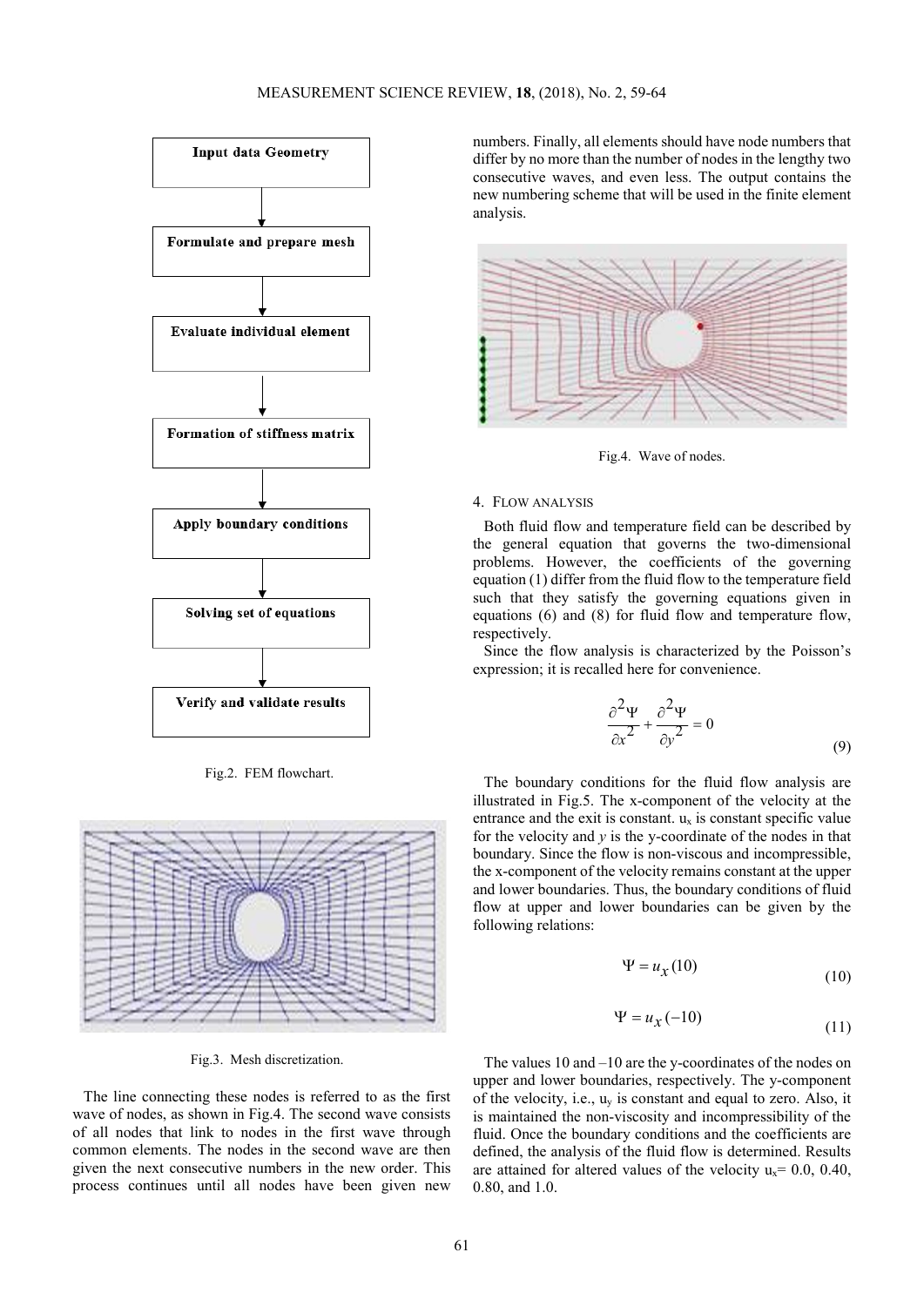Fig.2. FEM flowchart.

Fig.3. Mesh discretization.

The line connecting these nodes is referred to as the first wave of nodes, as shown in Fig.4. The second wave consists of all nodes that link to nodes in the first wave through common elements. The nodes in the second wave are then given the next consecutive numbers in the new order. This process continues until all nodes have been given new numbers. Finally, all elements should have node numbers that differ by no more than the number of nodes in the lengthy two consecutive waves, and even less. The output contains the new numbering scheme that will be used in the finite element analysis.

Fig.4. Wave of nodes.

## 4. Flow analysis

Both fluid flow and temperature field can be described by the general equation that governs the two-dimensional problems. However, the coefficients of the governing equation (1) differ from the fluid flow to the temperature field such that they satisfy the governing equations given in equations (6) and (8) for fluid flow and temperature flow, respectively.

Since the flow analysis is characterized by the Poisson's expression; it is recalled here for convenience.

$$\frac{\partial^2 \Psi}{\partial x^2} + \frac{\partial^2 \Psi}{\partial y^2} = 0 \tag{9}$$

The boundary conditions for the fluid flow analysis are illustrated in Fig.5. The x-component of the velocity at the entrance and the exit is constant. $u_x$ is constant specific value for the velocity and $y$ is the y-coordinate of the nodes in that boundary. Since the flow is non-viscous and incompressible, the x-component of the velocity remains constant at the upper and lower boundaries. Thus, the boundary conditions of fluid flow at upper and lower boundaries can be given by the following relations:

$$\Psi = u_x (10) \tag{10}$$

$$\Psi = u_x (-10) \tag{11}$$

The values 10 and –10 are the y-coordinates of the nodes on upper and lower boundaries, respectively. The y-component of the velocity, i.e., $u_y$ is constant and equal to zero. Also, it is maintained the non-viscosity and incompressibility of the fluid. Once the boundary conditions and the coefficients are defined, the analysis of the fluid flow is determined. Results are attained for altered values of the velocity $u_x$= 0.0, 0.40, 0.80, and 1.0.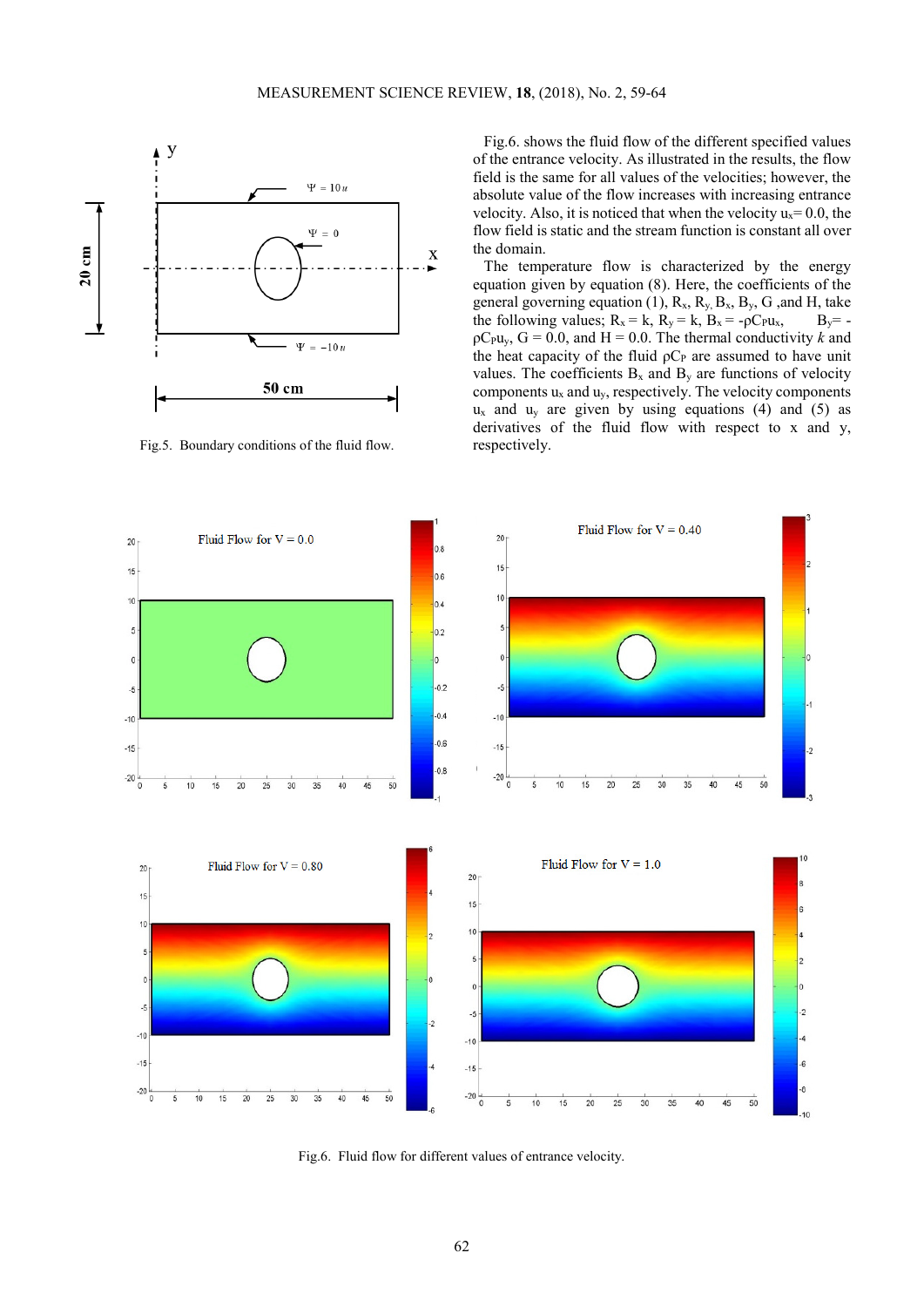Fig.5. Boundary conditions of the fluid flow.

Fig.6. shows the fluid flow of the different specified values of the entrance velocity. As illustrated in the results, the flow field is the same for all values of the velocities; however, the absolute value of the flow increases with increasing entrance velocity. Also, it is noticed that when the velocity $u_x$= 0.0, the flow field is static and the stream function is constant all over the domain.

The temperature flow is characterized by the energy equation given by equation (8). Here, the coefficients of the general governing equation (1), $R_x$, $R_y$, $B_x$, $B_y$, G ,and H, take the following values; $R_x = k$, $R_y = k$, $B_x = -\rho C_P u_x$, $B_y = -\rho C_P u_y$, G = 0.0, and H = 0.0. The thermal conductivity *k* and the heat capacity of the fluid $\rho C_P$ are assumed to have unit values. The coefficients $B_x$ and $B_y$ are functions of velocity components $u_x$ and $u_y$, respectively. The velocity components $u_x$ and $u_y$ are given by using equations (4) and (5) as derivatives of the fluid flow with respect to x and y, respectively.

Fig.6. Fluid flow for different values of entrance velocity.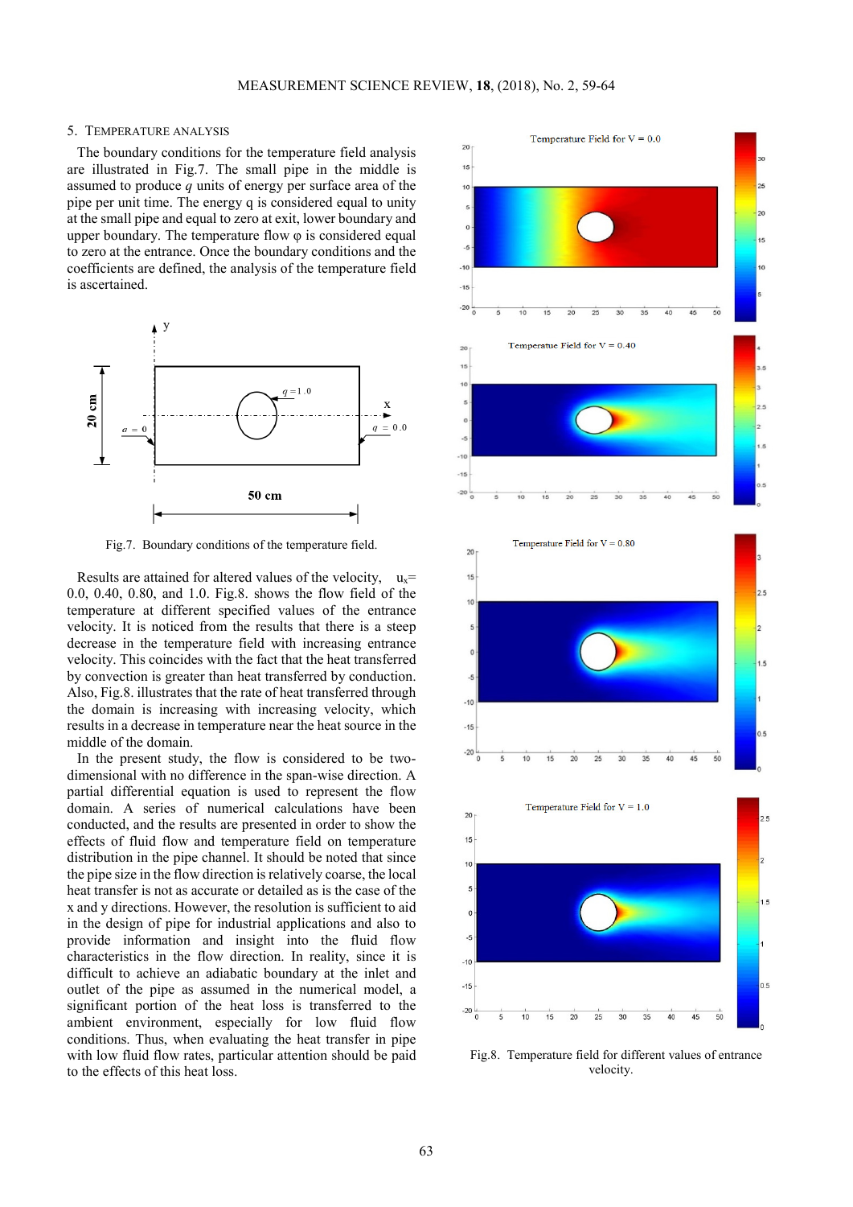## 5. Temperature Analysis

The boundary conditions for the temperature field analysis are illustrated in Fig.7. The small pipe in the middle is assumed to produce $q$ units of energy per surface area of the pipe per unit time. The energy q is considered equal to unity at the small pipe and equal to zero at exit, lower boundary and upper boundary. The temperature flow φ is considered equal to zero at the entrance. Once the boundary conditions and the coefficients are defined, the analysis of the temperature field is ascertained.

Fig.7. Boundary conditions of the temperature field.

Results are attained for altered values of the velocity, $u_x$= 0.0, 0.40, 0.80, and 1.0. Fig.8. shows the flow field of the temperature at different specified values of the entrance velocity. It is noticed from the results that there is a steep decrease in the temperature field with increasing entrance velocity. This coincides with the fact that the heat transferred by convection is greater than heat transferred by conduction. Also, Fig.8. illustrates that the rate of heat transferred through the domain is increasing with increasing velocity, which results in a decrease in temperature near the heat source in the middle of the domain.

In the present study, the flow is considered to be two-dimensional with no difference in the span-wise direction. A partial differential equation is used to represent the flow domain. A series of numerical calculations have been conducted, and the results are presented in order to show the effects of fluid flow and temperature field on temperature distribution in the pipe channel. It should be noted that since the pipe size in the flow direction is relatively coarse, the local heat transfer is not as accurate or detailed as is the case of the x and y directions. However, the resolution is sufficient to aid in the design of pipe for industrial applications and also to provide information and insight into the fluid flow characteristics in the flow direction. In reality, since it is difficult to achieve an adiabatic boundary at the inlet and outlet of the pipe as assumed in the numerical model, a significant portion of the heat loss is transferred to the ambient environment, especially for low fluid flow conditions. Thus, when evaluating the heat transfer in pipe with low fluid flow rates, particular attention should be paid to the effects of this heat loss.

Fig.8. Temperature field for different values of entrance velocity.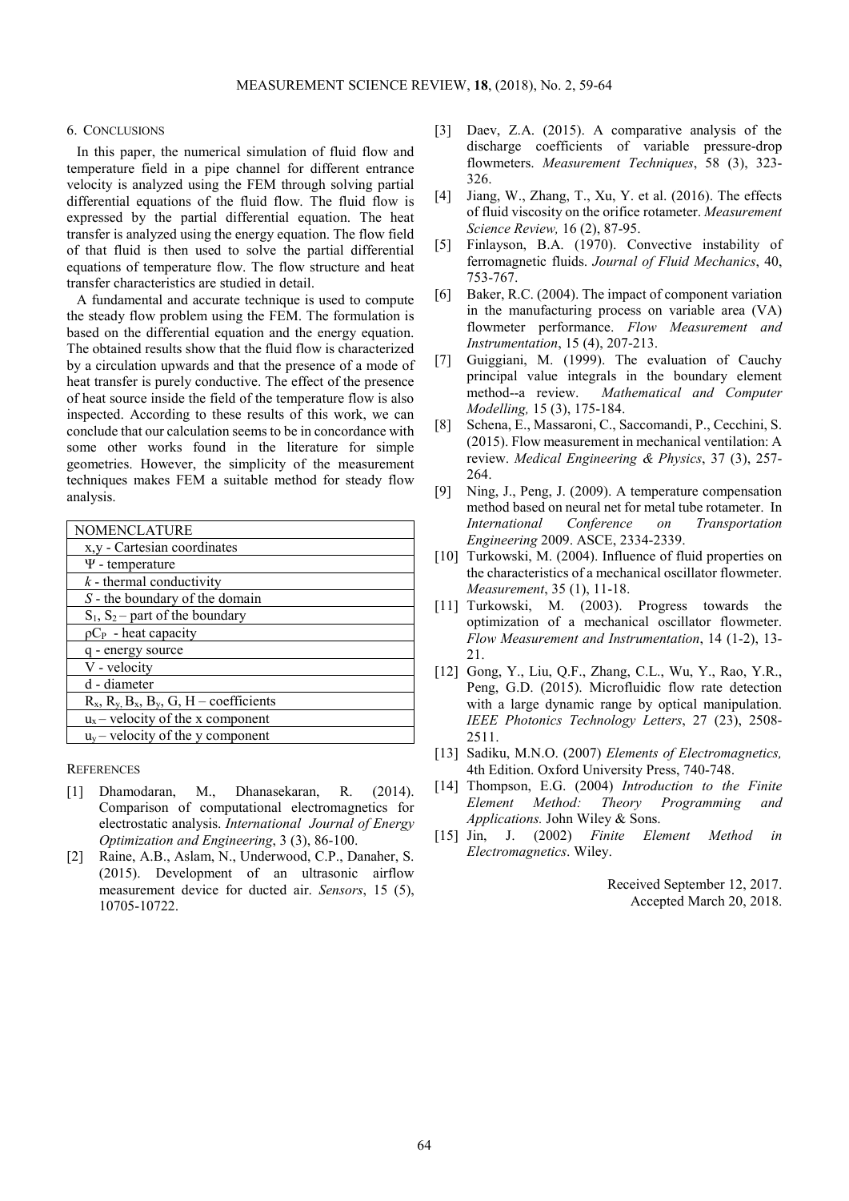## 6. CONCLUSIONS

In this paper, the numerical simulation of fluid flow and temperature field in a pipe channel for different entrance velocity is analyzed using the FEM through solving partial differential equations of the fluid flow. The fluid flow is expressed by the partial differential equation. The heat transfer is analyzed using the energy equation. The flow field of that fluid is then used to solve the partial differential equations of temperature flow. The flow structure and heat transfer characteristics are studied in detail.

A fundamental and accurate technique is used to compute the steady flow problem using the FEM. The formulation is based on the differential equation and the energy equation. The obtained results show that the fluid flow is characterized by a circulation upwards and that the presence of a mode of heat transfer is purely conductive. The effect of the presence of heat source inside the field of the temperature flow is also inspected. According to these results of this work, we can conclude that our calculation seems to be in concordance with some other works found in the literature for simple geometries. However, the simplicity of the measurement techniques makes FEM a suitable method for steady flow analysis.

| NOMENCLATURE |
|---|
| x,y - Cartesian coordinates |
| $\Psi$ - temperature |
| $k$ - thermal conductivity |
| $S$ - the boundary of the domain |
| $S_1$, $S_2$ – part of the boundary |
| $\rho C_P$ - heat capacity |
| q - energy source |
| V - velocity |
| d - diameter |
| $R_x$, $R_y$, $B_x$, $B_y$, G, H – coefficients |
| $u_x$ – velocity of the x component |
| $u_y$ – velocity of the y component |

## REFERENCES

[1] Dhamodaran, M., Dhanasekaran, R. (2014). Comparison of computational electromagnetics for electrostatic analysis. *International Journal of Energy Optimization and Engineering*, 3 (3), 86-100.

[2] Raine, A.B., Aslam, N., Underwood, C.P., Danaher, S. (2015). Development of an ultrasonic airflow measurement device for ducted air. *Sensors*, 15 (5), 10705-10722.

[3] Daev, Z.A. (2015). A comparative analysis of the discharge coefficients of variable pressure-drop flowmeters. *Measurement Techniques*, 58 (3), 323-326.

[4] Jiang, W., Zhang, T., Xu, Y. et al. (2016). The effects of fluid viscosity on the orifice rotameter. *Measurement Science Review,* 16 (2), 87-95.

[5] Finlayson, B.A. (1970). Convective instability of ferromagnetic fluids. *Journal of Fluid Mechanics*, 40, 753-767.

[6] Baker, R.C. (2004). The impact of component variation in the manufacturing process on variable area (VA) flowmeter performance. *Flow Measurement and Instrumentation*, 15 (4), 207-213.

[7] Guiggiani, M. (1999). The evaluation of Cauchy principal value integrals in the boundary element method--a review. *Mathematical and Computer Modelling,* 15 (3), 175-184.

[8] Schena, E., Massaroni, C., Saccomandi, P., Cecchini, S. (2015). Flow measurement in mechanical ventilation: A review. *Medical Engineering & Physics*, 37 (3), 257-264.

[9] Ning, J., Peng, J. (2009). A temperature compensation method based on neural net for metal tube rotameter. In *International Conference on Transportation Engineering* 2009. ASCE, 2334-2339.

[10] Turkowski, M. (2004). Influence of fluid properties on the characteristics of a mechanical oscillator flowmeter. *Measurement*, 35 (1), 11-18.

[11] Turkowski, M. (2003). Progress towards the optimization of a mechanical oscillator flowmeter. *Flow Measurement and Instrumentation*, 14 (1-2), 13-21.

[12] Gong, Y., Liu, Q.F., Zhang, C.L., Wu, Y., Rao, Y.R., Peng, G.D. (2015). Microfluidic flow rate detection with a large dynamic range by optical manipulation. *IEEE Photonics Technology Letters*, 27 (23), 2508-2511.

[13] Sadiku, M.N.O. (2007) *Elements of Electromagnetics,* 4th Edition. Oxford University Press, 740-748.

[14] Thompson, E.G. (2004) *Introduction to the Finite Element Method: Theory Programming and Applications.* John Wiley & Sons.

[15] Jin, J. (2002) *Finite Element Method in Electromagnetics*. Wiley.

Received September 12, 2017.
Accepted March 20, 2018.